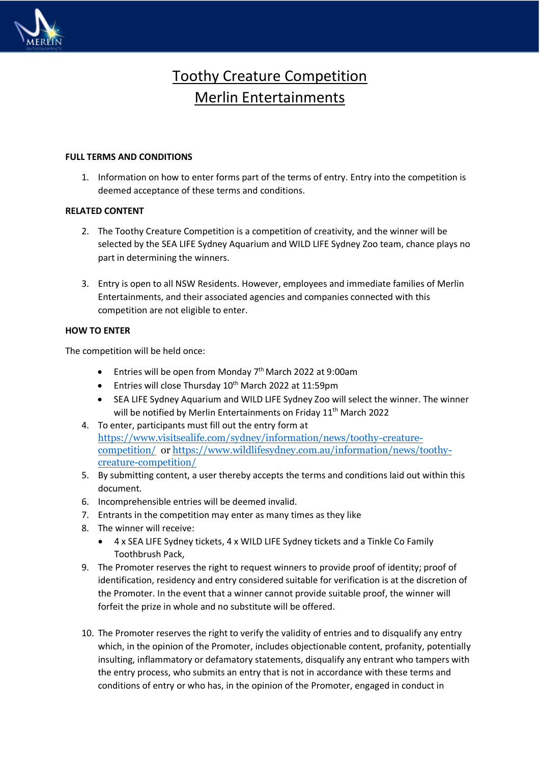# Toothy Creature Competition
# Merlin Entertainments

**FULL TERMS AND CONDITIONS**

1. Information on how to enter forms part of the terms of entry. Entry into the competition is deemed acceptance of these terms and conditions.

**RELATED CONTENT**

2. The Toothy Creature Competition is a competition of creativity, and the winner will be selected by the SEA LIFE Sydney Aquarium and WILD LIFE Sydney Zoo team, chance plays no part in determining the winners.

3. Entry is open to all NSW Residents. However, employees and immediate families of Merlin Entertainments, and their associated agencies and companies connected with this competition are not eligible to enter.

**HOW TO ENTER**

The competition will be held once:

- Entries will be open from Monday 7th March 2022 at 9:00am
- Entries will close Thursday 10th March 2022 at 11:59pm
- SEA LIFE Sydney Aquarium and WILD LIFE Sydney Zoo will select the winner. The winner will be notified by Merlin Entertainments on Friday 11th March 2022

4. To enter, participants must fill out the entry form at https://www.visitsealife.com/sydney/information/news/toothy-creature-competition/ or https://www.wildlifesydney.com.au/information/news/toothy-creature-competition/
5. By submitting content, a user thereby accepts the terms and conditions laid out within this document.
6. Incomprehensible entries will be deemed invalid.
7. Entrants in the competition may enter as many times as they like
8. The winner will receive:
   - 4 x SEA LIFE Sydney tickets, 4 x WILD LIFE Sydney tickets and a Tinkle Co Family Toothbrush Pack,
9. The Promoter reserves the right to request winners to provide proof of identity; proof of identification, residency and entry considered suitable for verification is at the discretion of the Promoter. In the event that a winner cannot provide suitable proof, the winner will forfeit the prize in whole and no substitute will be offered.

10. The Promoter reserves the right to verify the validity of entries and to disqualify any entry which, in the opinion of the Promoter, includes objectionable content, profanity, potentially insulting, inflammatory or defamatory statements, disqualify any entrant who tampers with the entry process, who submits an entry that is not in accordance with these terms and conditions of entry or who has, in the opinion of the Promoter, engaged in conduct in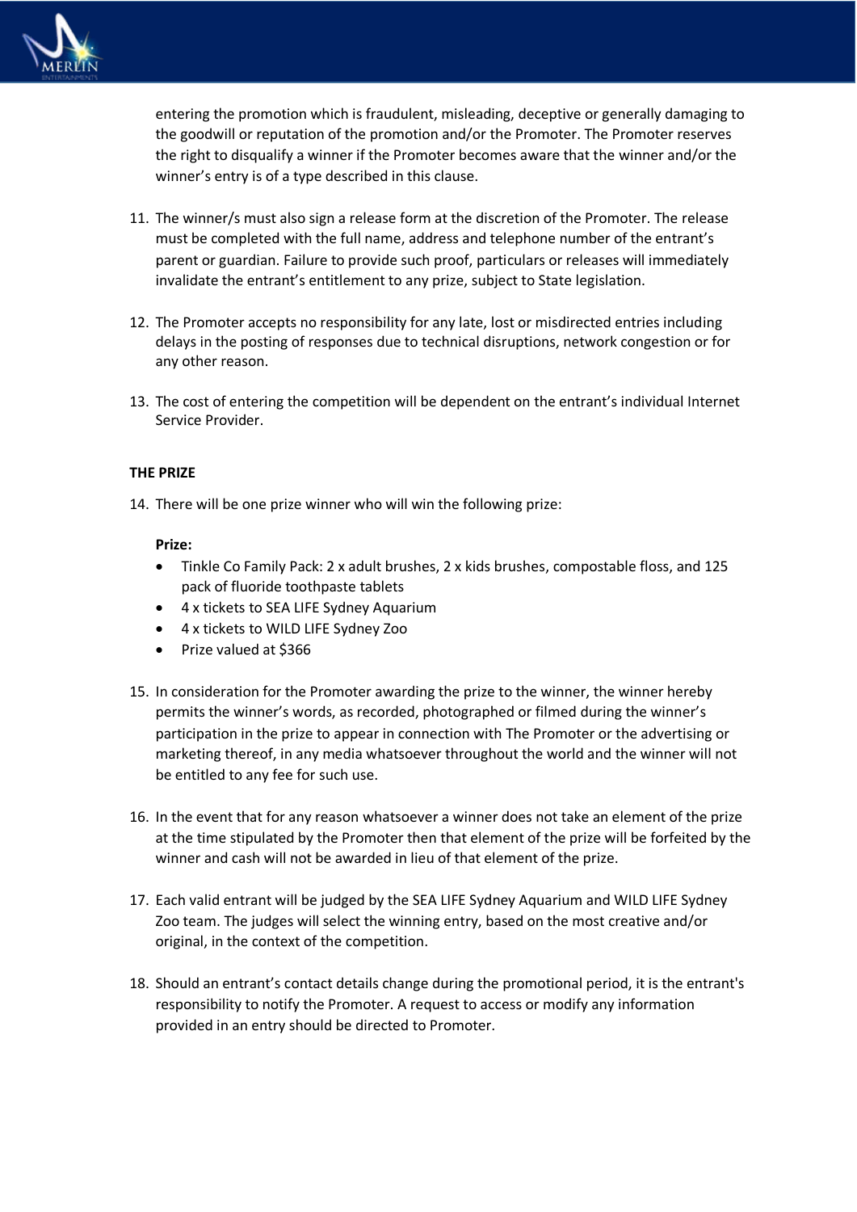entering the promotion which is fraudulent, misleading, deceptive or generally damaging to the goodwill or reputation of the promotion and/or the Promoter. The Promoter reserves the right to disqualify a winner if the Promoter becomes aware that the winner and/or the winner's entry is of a type described in this clause.

11. The winner/s must also sign a release form at the discretion of the Promoter. The release must be completed with the full name, address and telephone number of the entrant's parent or guardian. Failure to provide such proof, particulars or releases will immediately invalidate the entrant's entitlement to any prize, subject to State legislation.

12. The Promoter accepts no responsibility for any late, lost or misdirected entries including delays in the posting of responses due to technical disruptions, network congestion or for any other reason.

13. The cost of entering the competition will be dependent on the entrant's individual Internet Service Provider.

**THE PRIZE**

14. There will be one prize winner who will win the following prize:

    **Prize:**
    - Tinkle Co Family Pack: 2 x adult brushes, 2 x kids brushes, compostable floss, and 125 pack of fluoride toothpaste tablets
    - 4 x tickets to SEA LIFE Sydney Aquarium
    - 4 x tickets to WILD LIFE Sydney Zoo
    - Prize valued at $366

15. In consideration for the Promoter awarding the prize to the winner, the winner hereby permits the winner's words, as recorded, photographed or filmed during the winner's participation in the prize to appear in connection with The Promoter or the advertising or marketing thereof, in any media whatsoever throughout the world and the winner will not be entitled to any fee for such use.

16. In the event that for any reason whatsoever a winner does not take an element of the prize at the time stipulated by the Promoter then that element of the prize will be forfeited by the winner and cash will not be awarded in lieu of that element of the prize.

17. Each valid entrant will be judged by the SEA LIFE Sydney Aquarium and WILD LIFE Sydney Zoo team. The judges will select the winning entry, based on the most creative and/or original, in the context of the competition.

18. Should an entrant's contact details change during the promotional period, it is the entrant's responsibility to notify the Promoter. A request to access or modify any information provided in an entry should be directed to Promoter.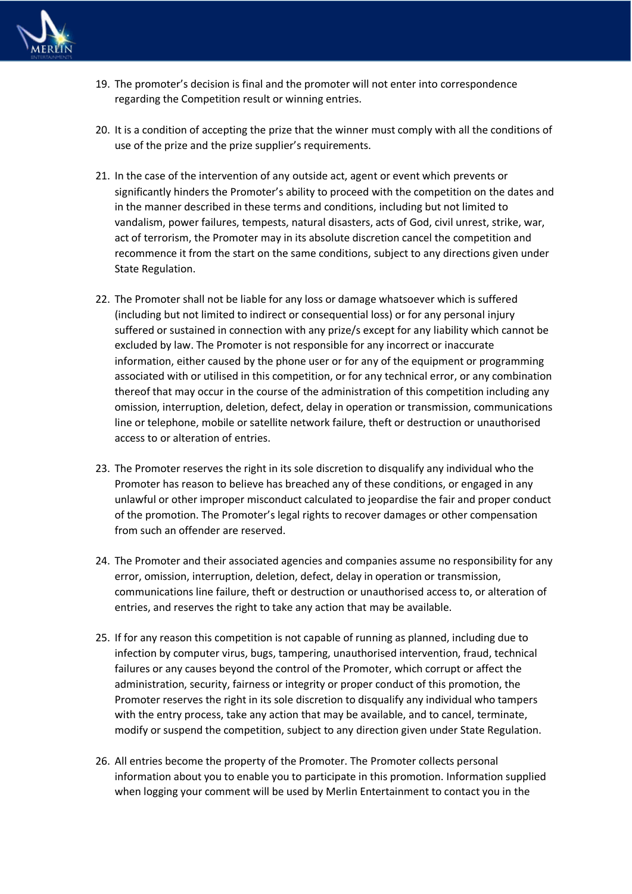19. The promoter's decision is final and the promoter will not enter into correspondence regarding the Competition result or winning entries.

20. It is a condition of accepting the prize that the winner must comply with all the conditions of use of the prize and the prize supplier's requirements.

21. In the case of the intervention of any outside act, agent or event which prevents or significantly hinders the Promoter's ability to proceed with the competition on the dates and in the manner described in these terms and conditions, including but not limited to vandalism, power failures, tempests, natural disasters, acts of God, civil unrest, strike, war, act of terrorism, the Promoter may in its absolute discretion cancel the competition and recommence it from the start on the same conditions, subject to any directions given under State Regulation.

22. The Promoter shall not be liable for any loss or damage whatsoever which is suffered (including but not limited to indirect or consequential loss) or for any personal injury suffered or sustained in connection with any prize/s except for any liability which cannot be excluded by law. The Promoter is not responsible for any incorrect or inaccurate information, either caused by the phone user or for any of the equipment or programming associated with or utilised in this competition, or for any technical error, or any combination thereof that may occur in the course of the administration of this competition including any omission, interruption, deletion, defect, delay in operation or transmission, communications line or telephone, mobile or satellite network failure, theft or destruction or unauthorised access to or alteration of entries.

23. The Promoter reserves the right in its sole discretion to disqualify any individual who the Promoter has reason to believe has breached any of these conditions, or engaged in any unlawful or other improper misconduct calculated to jeopardise the fair and proper conduct of the promotion. The Promoter's legal rights to recover damages or other compensation from such an offender are reserved.

24. The Promoter and their associated agencies and companies assume no responsibility for any error, omission, interruption, deletion, defect, delay in operation or transmission, communications line failure, theft or destruction or unauthorised access to, or alteration of entries, and reserves the right to take any action that may be available.

25. If for any reason this competition is not capable of running as planned, including due to infection by computer virus, bugs, tampering, unauthorised intervention, fraud, technical failures or any causes beyond the control of the Promoter, which corrupt or affect the administration, security, fairness or integrity or proper conduct of this promotion, the Promoter reserves the right in its sole discretion to disqualify any individual who tampers with the entry process, take any action that may be available, and to cancel, terminate, modify or suspend the competition, subject to any direction given under State Regulation.

26. All entries become the property of the Promoter. The Promoter collects personal information about you to enable you to participate in this promotion. Information supplied when logging your comment will be used by Merlin Entertainment to contact you in the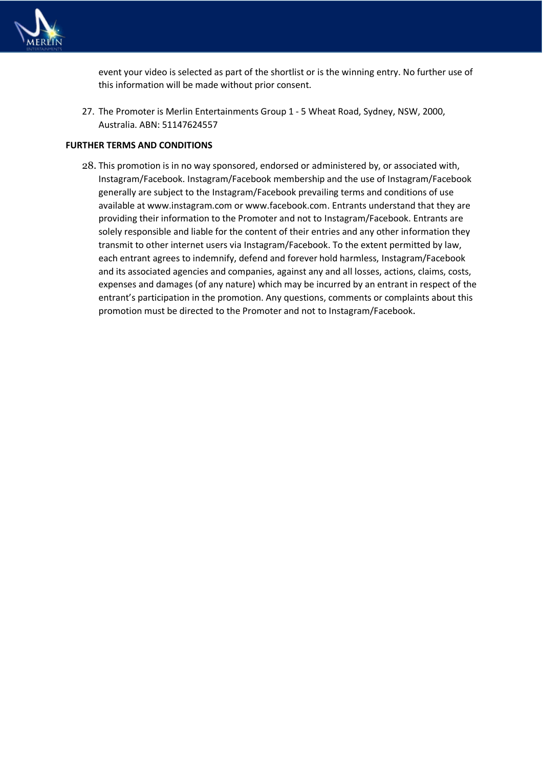event your video is selected as part of the shortlist or is the winning entry. No further use of this information will be made without prior consent.

27. The Promoter is Merlin Entertainments Group 1 - 5 Wheat Road, Sydney, NSW, 2000, Australia. ABN: 51147624557

**FURTHER TERMS AND CONDITIONS**

28. This promotion is in no way sponsored, endorsed or administered by, or associated with, Instagram/Facebook. Instagram/Facebook membership and the use of Instagram/Facebook generally are subject to the Instagram/Facebook prevailing terms and conditions of use available at www.instagram.com or www.facebook.com. Entrants understand that they are providing their information to the Promoter and not to Instagram/Facebook. Entrants are solely responsible and liable for the content of their entries and any other information they transmit to other internet users via Instagram/Facebook. To the extent permitted by law, each entrant agrees to indemnify, defend and forever hold harmless, Instagram/Facebook and its associated agencies and companies, against any and all losses, actions, claims, costs, expenses and damages (of any nature) which may be incurred by an entrant in respect of the entrant's participation in the promotion. Any questions, comments or complaints about this promotion must be directed to the Promoter and not to Instagram/Facebook.